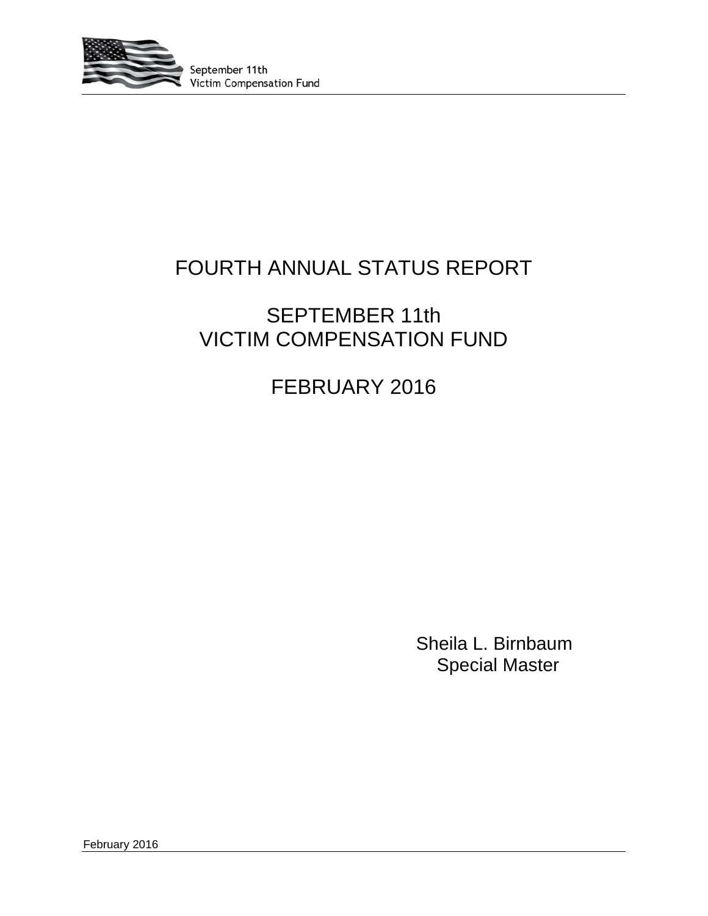September 11th
Victim Compensation Fund

# FOURTH ANNUAL STATUS REPORT

# SEPTEMBER 11th
# VICTIM COMPENSATION FUND

# FEBRUARY 2016

Sheila L. Birnbaum
Special Master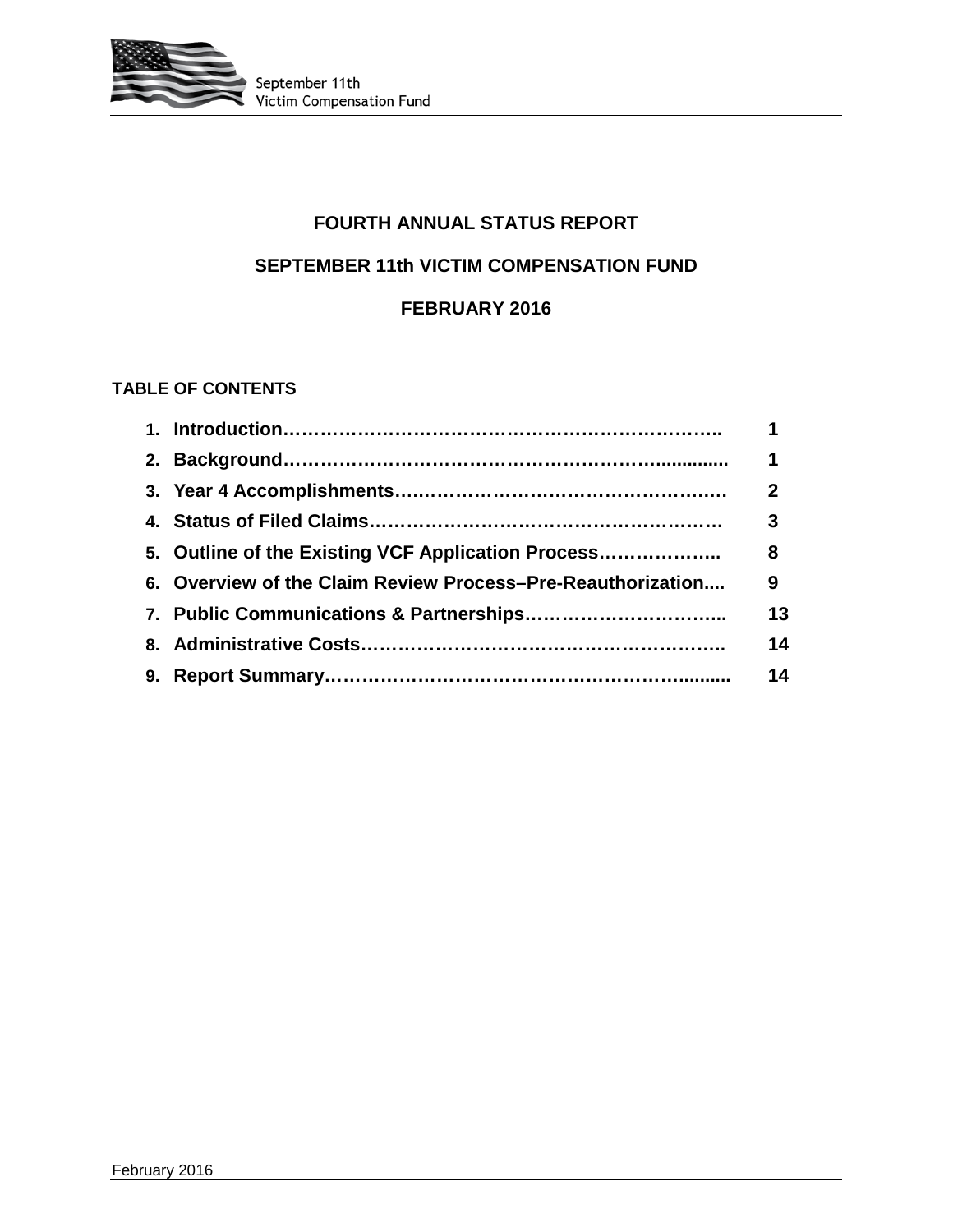# FOURTH ANNUAL STATUS REPORT

# SEPTEMBER 11th VICTIM COMPENSATION FUND

# FEBRUARY 2016

**TABLE OF CONTENTS**

| | | |
|---|---|---|
| **1.** | **Introduction** | **1** |
| **2.** | **Background** | **1** |
| **3.** | **Year 4 Accomplishments** | **2** |
| **4.** | **Status of Filed Claims** | **3** |
| **5.** | **Outline of the Existing VCF Application Process** | **8** |
| **6.** | **Overview of the Claim Review Process–Pre-Reauthorization** | **9** |
| **7.** | **Public Communications & Partnerships** | **13** |
| **8.** | **Administrative Costs** | **14** |
| **9.** | **Report Summary** | **14** |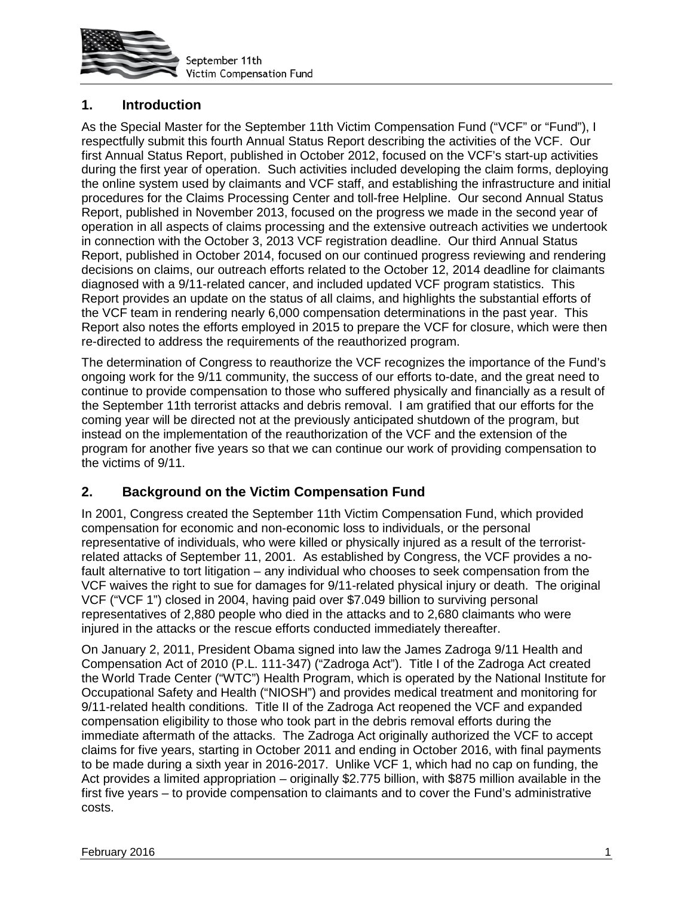## 1. Introduction

As the Special Master for the September 11th Victim Compensation Fund ("VCF" or "Fund"), I respectfully submit this fourth Annual Status Report describing the activities of the VCF. Our first Annual Status Report, published in October 2012, focused on the VCF's start-up activities during the first year of operation. Such activities included developing the claim forms, deploying the online system used by claimants and VCF staff, and establishing the infrastructure and initial procedures for the Claims Processing Center and toll-free Helpline. Our second Annual Status Report, published in November 2013, focused on the progress we made in the second year of operation in all aspects of claims processing and the extensive outreach activities we undertook in connection with the October 3, 2013 VCF registration deadline. Our third Annual Status Report, published in October 2014, focused on our continued progress reviewing and rendering decisions on claims, our outreach efforts related to the October 12, 2014 deadline for claimants diagnosed with a 9/11-related cancer, and included updated VCF program statistics. This Report provides an update on the status of all claims, and highlights the substantial efforts of the VCF team in rendering nearly 6,000 compensation determinations in the past year. This Report also notes the efforts employed in 2015 to prepare the VCF for closure, which were then re-directed to address the requirements of the reauthorized program.

The determination of Congress to reauthorize the VCF recognizes the importance of the Fund's ongoing work for the 9/11 community, the success of our efforts to-date, and the great need to continue to provide compensation to those who suffered physically and financially as a result of the September 11th terrorist attacks and debris removal. I am gratified that our efforts for the coming year will be directed not at the previously anticipated shutdown of the program, but instead on the implementation of the reauthorization of the VCF and the extension of the program for another five years so that we can continue our work of providing compensation to the victims of 9/11.

## 2. Background on the Victim Compensation Fund

In 2001, Congress created the September 11th Victim Compensation Fund, which provided compensation for economic and non-economic loss to individuals, or the personal representative of individuals, who were killed or physically injured as a result of the terrorist-related attacks of September 11, 2001. As established by Congress, the VCF provides a no-fault alternative to tort litigation – any individual who chooses to seek compensation from the VCF waives the right to sue for damages for 9/11-related physical injury or death. The original VCF ("VCF 1") closed in 2004, having paid over $7.049 billion to surviving personal representatives of 2,880 people who died in the attacks and to 2,680 claimants who were injured in the attacks or the rescue efforts conducted immediately thereafter.

On January 2, 2011, President Obama signed into law the James Zadroga 9/11 Health and Compensation Act of 2010 (P.L. 111-347) ("Zadroga Act"). Title I of the Zadroga Act created the World Trade Center ("WTC") Health Program, which is operated by the National Institute for Occupational Safety and Health ("NIOSH") and provides medical treatment and monitoring for 9/11-related health conditions. Title II of the Zadroga Act reopened the VCF and expanded compensation eligibility to those who took part in the debris removal efforts during the immediate aftermath of the attacks. The Zadroga Act originally authorized the VCF to accept claims for five years, starting in October 2011 and ending in October 2016, with final payments to be made during a sixth year in 2016-2017. Unlike VCF 1, which had no cap on funding, the Act provides a limited appropriation – originally $2.775 billion, with $875 million available in the first five years – to provide compensation to claimants and to cover the Fund's administrative costs.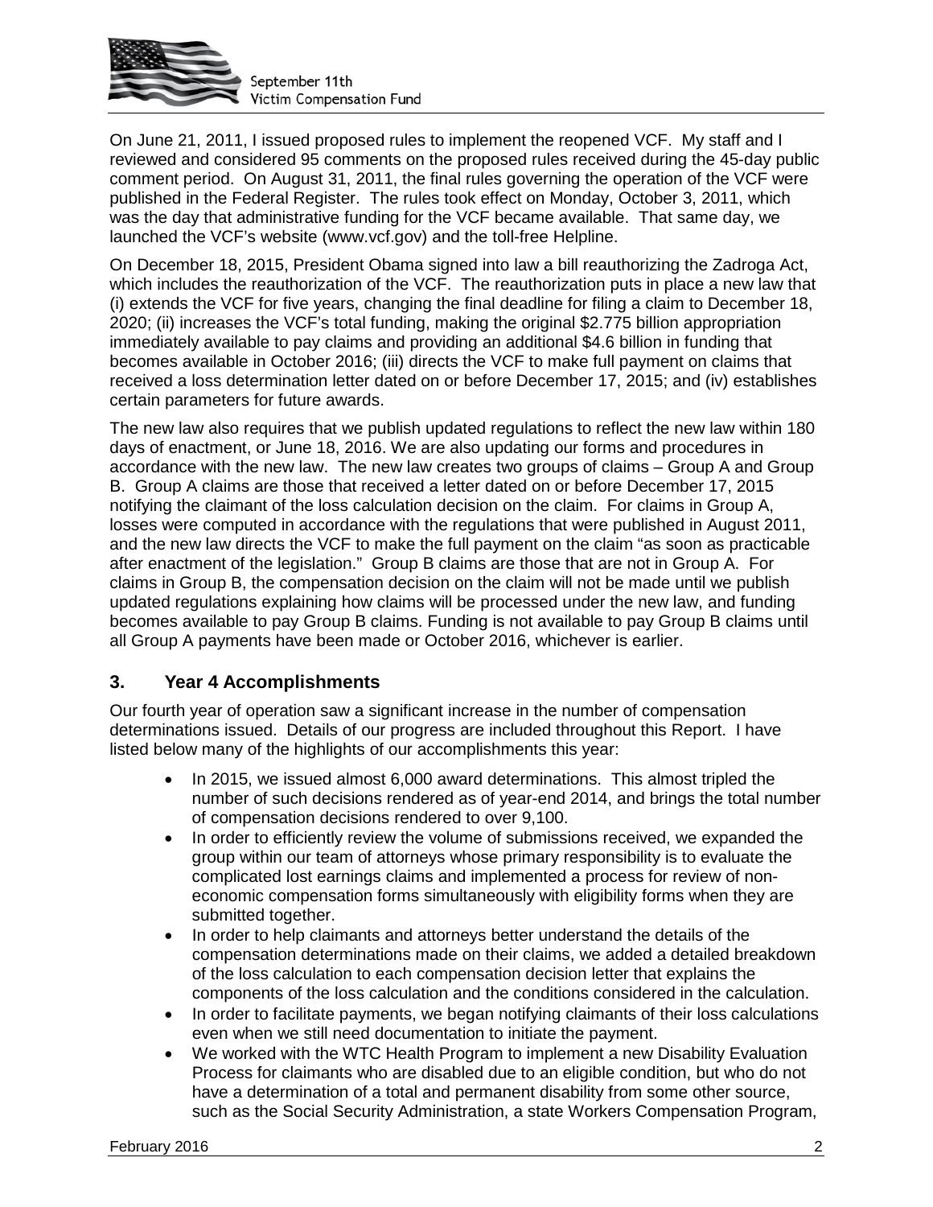On June 21, 2011, I issued proposed rules to implement the reopened VCF. My staff and I reviewed and considered 95 comments on the proposed rules received during the 45-day public comment period. On August 31, 2011, the final rules governing the operation of the VCF were published in the Federal Register. The rules took effect on Monday, October 3, 2011, which was the day that administrative funding for the VCF became available. That same day, we launched the VCF's website (www.vcf.gov) and the toll-free Helpline.

On December 18, 2015, President Obama signed into law a bill reauthorizing the Zadroga Act, which includes the reauthorization of the VCF. The reauthorization puts in place a new law that (i) extends the VCF for five years, changing the final deadline for filing a claim to December 18, 2020; (ii) increases the VCF's total funding, making the original $2.775 billion appropriation immediately available to pay claims and providing an additional $4.6 billion in funding that becomes available in October 2016; (iii) directs the VCF to make full payment on claims that received a loss determination letter dated on or before December 17, 2015; and (iv) establishes certain parameters for future awards.

The new law also requires that we publish updated regulations to reflect the new law within 180 days of enactment, or June 18, 2016. We are also updating our forms and procedures in accordance with the new law. The new law creates two groups of claims – Group A and Group B. Group A claims are those that received a letter dated on or before December 17, 2015 notifying the claimant of the loss calculation decision on the claim. For claims in Group A, losses were computed in accordance with the regulations that were published in August 2011, and the new law directs the VCF to make the full payment on the claim "as soon as practicable after enactment of the legislation." Group B claims are those that are not in Group A. For claims in Group B, the compensation decision on the claim will not be made until we publish updated regulations explaining how claims will be processed under the new law, and funding becomes available to pay Group B claims. Funding is not available to pay Group B claims until all Group A payments have been made or October 2016, whichever is earlier.

## 3. Year 4 Accomplishments

Our fourth year of operation saw a significant increase in the number of compensation determinations issued. Details of our progress are included throughout this Report. I have listed below many of the highlights of our accomplishments this year:

- In 2015, we issued almost 6,000 award determinations. This almost tripled the number of such decisions rendered as of year-end 2014, and brings the total number of compensation decisions rendered to over 9,100.
- In order to efficiently review the volume of submissions received, we expanded the group within our team of attorneys whose primary responsibility is to evaluate the complicated lost earnings claims and implemented a process for review of non-economic compensation forms simultaneously with eligibility forms when they are submitted together.
- In order to help claimants and attorneys better understand the details of the compensation determinations made on their claims, we added a detailed breakdown of the loss calculation to each compensation decision letter that explains the components of the loss calculation and the conditions considered in the calculation.
- In order to facilitate payments, we began notifying claimants of their loss calculations even when we still need documentation to initiate the payment.
- We worked with the WTC Health Program to implement a new Disability Evaluation Process for claimants who are disabled due to an eligible condition, but who do not have a determination of a total and permanent disability from some other source, such as the Social Security Administration, a state Workers Compensation Program,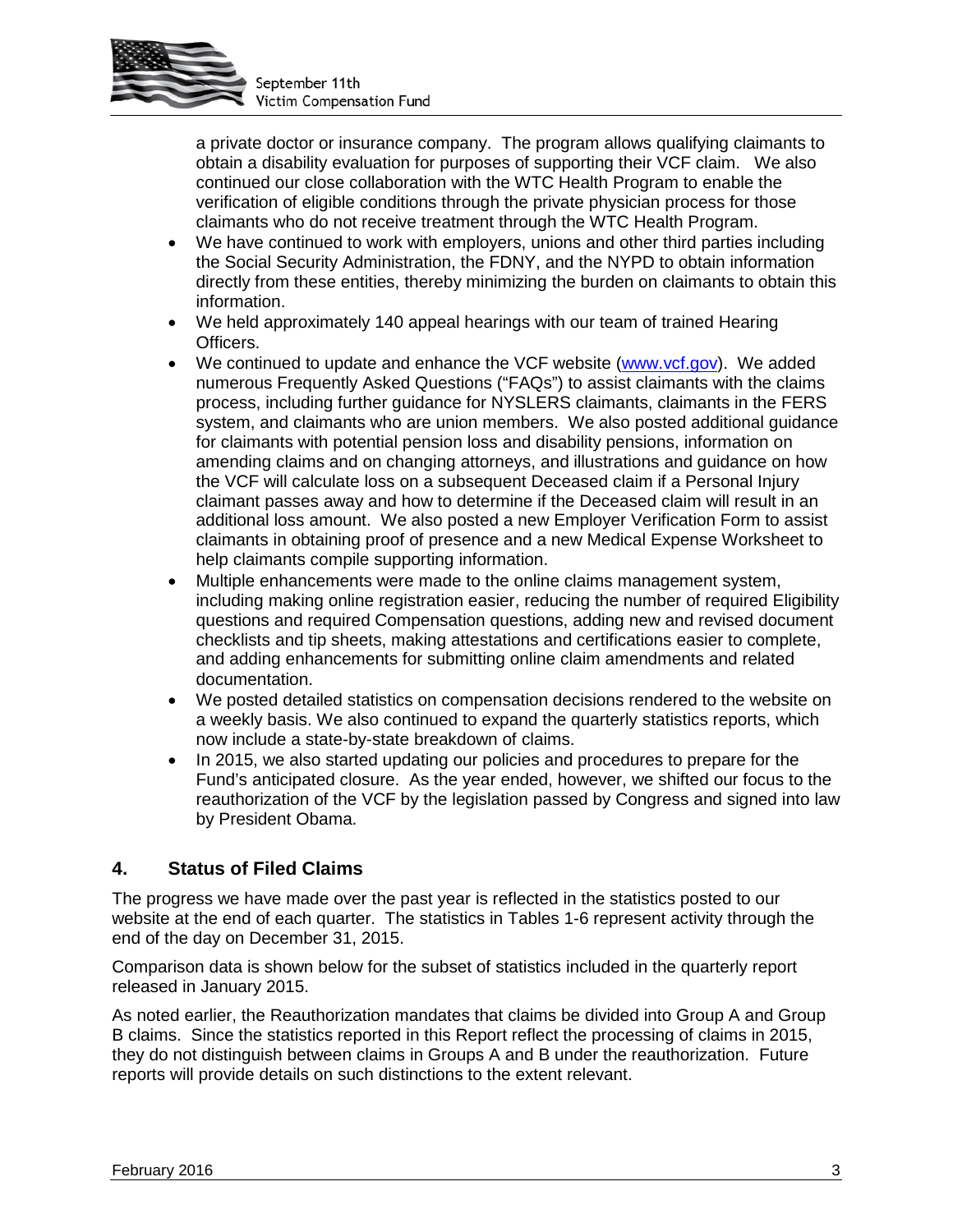a private doctor or insurance company. The program allows qualifying claimants to obtain a disability evaluation for purposes of supporting their VCF claim. We also continued our close collaboration with the WTC Health Program to enable the verification of eligible conditions through the private physician process for those claimants who do not receive treatment through the WTC Health Program.

- We have continued to work with employers, unions and other third parties including the Social Security Administration, the FDNY, and the NYPD to obtain information directly from these entities, thereby minimizing the burden on claimants to obtain this information.
- We held approximately 140 appeal hearings with our team of trained Hearing Officers.
- We continued to update and enhance the VCF website (www.vcf.gov). We added numerous Frequently Asked Questions ("FAQs") to assist claimants with the claims process, including further guidance for NYSLERS claimants, claimants in the FERS system, and claimants who are union members. We also posted additional guidance for claimants with potential pension loss and disability pensions, information on amending claims and on changing attorneys, and illustrations and guidance on how the VCF will calculate loss on a subsequent Deceased claim if a Personal Injury claimant passes away and how to determine if the Deceased claim will result in an additional loss amount. We also posted a new Employer Verification Form to assist claimants in obtaining proof of presence and a new Medical Expense Worksheet to help claimants compile supporting information.
- Multiple enhancements were made to the online claims management system, including making online registration easier, reducing the number of required Eligibility questions and required Compensation questions, adding new and revised document checklists and tip sheets, making attestations and certifications easier to complete, and adding enhancements for submitting online claim amendments and related documentation.
- We posted detailed statistics on compensation decisions rendered to the website on a weekly basis. We also continued to expand the quarterly statistics reports, which now include a state-by-state breakdown of claims.
- In 2015, we also started updating our policies and procedures to prepare for the Fund's anticipated closure. As the year ended, however, we shifted our focus to the reauthorization of the VCF by the legislation passed by Congress and signed into law by President Obama.

## 4. Status of Filed Claims

The progress we have made over the past year is reflected in the statistics posted to our website at the end of each quarter. The statistics in Tables 1-6 represent activity through the end of the day on December 31, 2015.

Comparison data is shown below for the subset of statistics included in the quarterly report released in January 2015.

As noted earlier, the Reauthorization mandates that claims be divided into Group A and Group B claims. Since the statistics reported in this Report reflect the processing of claims in 2015, they do not distinguish between claims in Groups A and B under the reauthorization. Future reports will provide details on such distinctions to the extent relevant.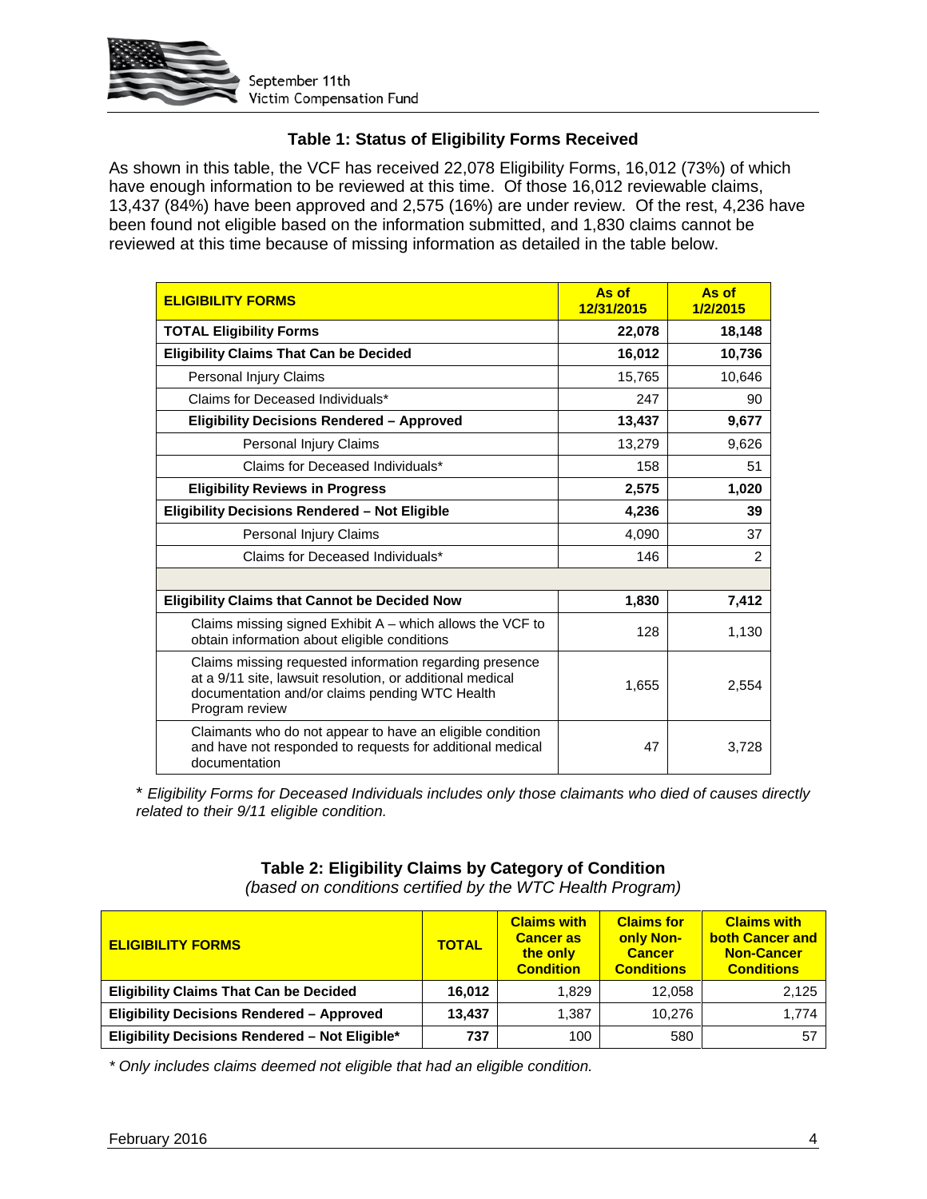### Table 1: Status of Eligibility Forms Received

As shown in this table, the VCF has received 22,078 Eligibility Forms, 16,012 (73%) of which have enough information to be reviewed at this time. Of those 16,012 reviewable claims, 13,437 (84%) have been approved and 2,575 (16%) are under review. Of the rest, 4,236 have been found not eligible based on the information submitted, and 1,830 claims cannot be reviewed at this time because of missing information as detailed in the table below.

| ELIGIBILITY FORMS | As of 12/31/2015 | As of 1/2/2015 |
|---|---|---|
| **TOTAL Eligibility Forms** | **22,078** | **18,148** |
| **Eligibility Claims That Can be Decided** | **16,012** | **10,736** |
| Personal Injury Claims | 15,765 | 10,646 |
| Claims for Deceased Individuals* | 247 | 90 |
| **Eligibility Decisions Rendered – Approved** | **13,437** | **9,677** |
| Personal Injury Claims | 13,279 | 9,626 |
| Claims for Deceased Individuals* | 158 | 51 |
| **Eligibility Reviews in Progress** | **2,575** | **1,020** |
| **Eligibility Decisions Rendered – Not Eligible** | **4,236** | **39** |
| Personal Injury Claims | 4,090 | 37 |
| Claims for Deceased Individuals* | 146 | 2 |
| | | |
| **Eligibility Claims that Cannot be Decided Now** | **1,830** | **7,412** |
| Claims missing signed Exhibit A – which allows the VCF to obtain information about eligible conditions | 128 | 1,130 |
| Claims missing requested information regarding presence at a 9/11 site, lawsuit resolution, or additional medical documentation and/or claims pending WTC Health Program review | 1,655 | 2,554 |
| Claimants who do not appear to have an eligible condition and have not responded to requests for additional medical documentation | 47 | 3,728 |

*\* Eligibility Forms for Deceased Individuals includes only those claimants who died of causes directly related to their 9/11 eligible condition.*

### Table 2: Eligibility Claims by Category of Condition

*(based on conditions certified by the WTC Health Program)*

| ELIGIBILITY FORMS | TOTAL | Claims with Cancer as the only Condition | Claims for only Non-Cancer Conditions | Claims with both Cancer and Non-Cancer Conditions |
|---|---|---|---|---|
| **Eligibility Claims That Can be Decided** | **16,012** | 1,829 | 12,058 | 2,125 |
| **Eligibility Decisions Rendered – Approved** | **13,437** | 1,387 | 10,276 | 1,774 |
| **Eligibility Decisions Rendered – Not Eligible*** | **737** | 100 | 580 | 57 |

*\* Only includes claims deemed not eligible that had an eligible condition.*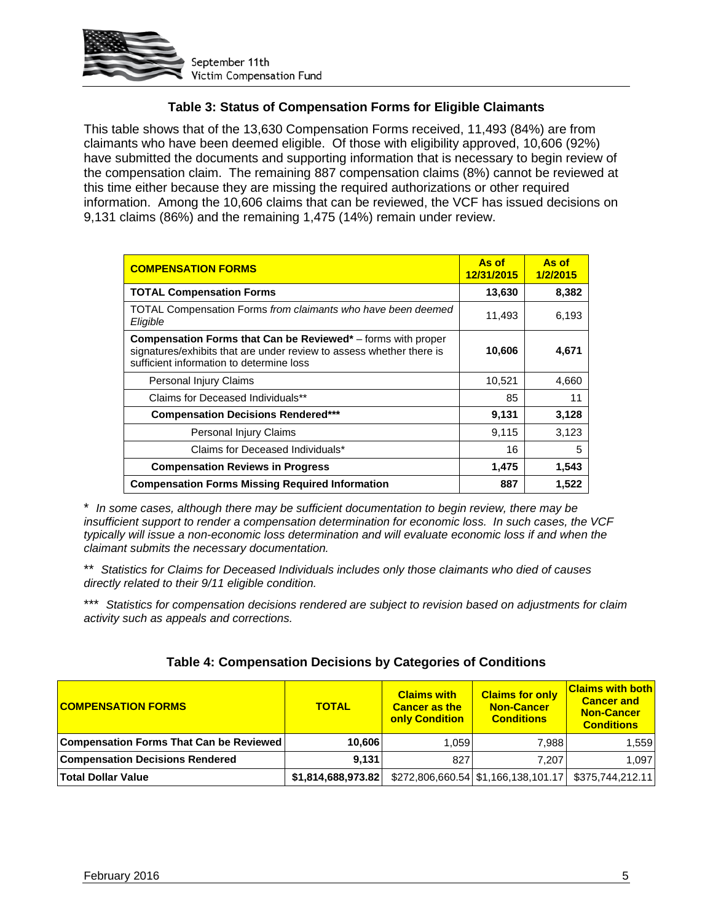### Table 3: Status of Compensation Forms for Eligible Claimants

This table shows that of the 13,630 Compensation Forms received, 11,493 (84%) are from claimants who have been deemed eligible. Of those with eligibility approved, 10,606 (92%) have submitted the documents and supporting information that is necessary to begin review of the compensation claim. The remaining 887 compensation claims (8%) cannot be reviewed at this time either because they are missing the required authorizations or other required information. Among the 10,606 claims that can be reviewed, the VCF has issued decisions on 9,131 claims (86%) and the remaining 1,475 (14%) remain under review.

| COMPENSATION FORMS | As of 12/31/2015 | As of 1/2/2015 |
|---|---|---|
| **TOTAL Compensation Forms** | **13,630** | **8,382** |
| TOTAL Compensation Forms *from claimants who have been deemed Eligible* | 11,493 | 6,193 |
| **Compensation Forms that Can be Reviewed*** – forms with proper signatures/exhibits that are under review to assess whether there is sufficient information to determine loss | **10,606** | **4,671** |
| Personal Injury Claims | 10,521 | 4,660 |
| Claims for Deceased Individuals** | 85 | 11 |
| **Compensation Decisions Rendered***** | **9,131** | **3,128** |
| Personal Injury Claims | 9,115 | 3,123 |
| Claims for Deceased Individuals* | 16 | 5 |
| **Compensation Reviews in Progress** | **1,475** | **1,543** |
| **Compensation Forms Missing Required Information** | **887** | **1,522** |

\* *In some cases, although there may be sufficient documentation to begin review, there may be insufficient support to render a compensation determination for economic loss. In such cases, the VCF typically will issue a non-economic loss determination and will evaluate economic loss if and when the claimant submits the necessary documentation.*

\** *Statistics for Claims for Deceased Individuals includes only those claimants who died of causes directly related to their 9/11 eligible condition.*

\*** *Statistics for compensation decisions rendered are subject to revision based on adjustments for claim activity such as appeals and corrections.*

### Table 4: Compensation Decisions by Categories of Conditions

| COMPENSATION FORMS | TOTAL | Claims with Cancer as the only Condition | Claims for only Non-Cancer Conditions | Claims with both Cancer and Non-Cancer Conditions |
|---|---|---|---|---|
| **Compensation Forms That Can be Reviewed** | **10,606** | 1,059 | 7,988 | 1,559 |
| **Compensation Decisions Rendered** | **9,131** | 827 | 7,207 | 1,097 |
| **Total Dollar Value** | **$1,814,688,973.82** | $272,806,660.54 | $1,166,138,101.17 | $375,744,212.11 |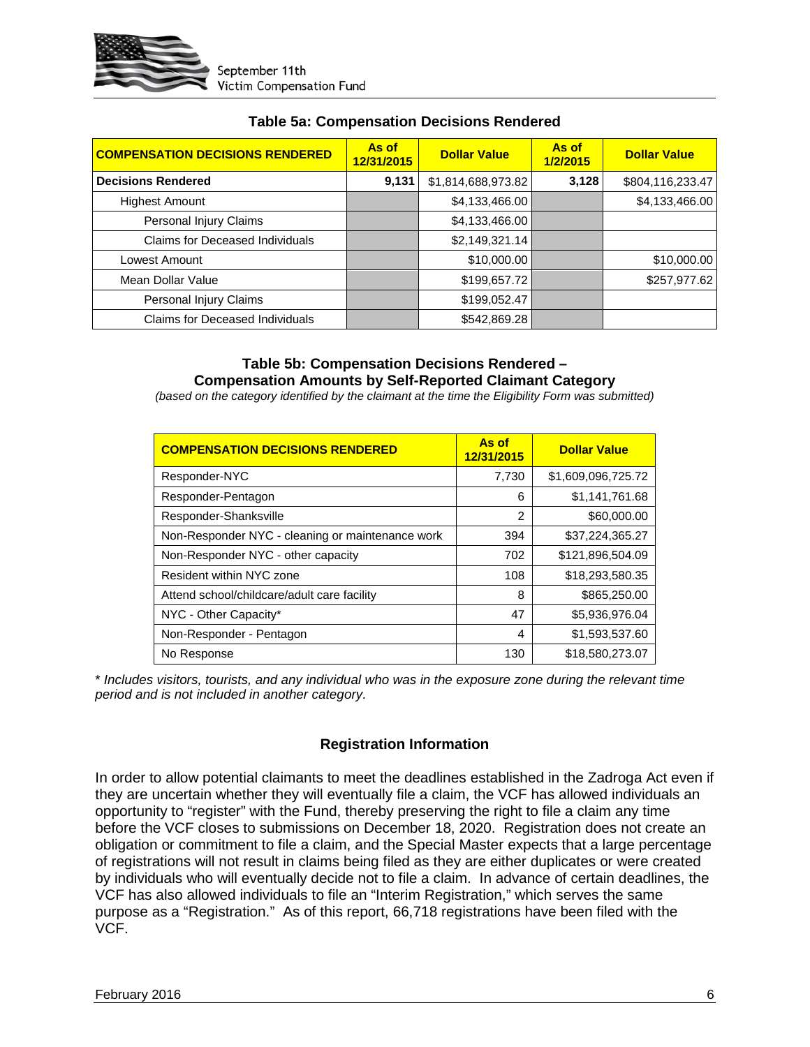### Table 5a: Compensation Decisions Rendered

| COMPENSATION DECISIONS RENDERED | As of 12/31/2015 | Dollar Value | As of 1/2/2015 | Dollar Value |
|---|---|---|---|---|
| **Decisions Rendered** | **9,131** | $1,814,688,973.82 | **3,128** | $804,116,233.47 |
| Highest Amount | | $4,133,466.00 | | $4,133,466.00 |
| Personal Injury Claims | | $4,133,466.00 | | |
| Claims for Deceased Individuals | | $2,149,321.14 | | |
| Lowest Amount | | $10,000.00 | | $10,000.00 |
| Mean Dollar Value | | $199,657.72 | | $257,977.62 |
| Personal Injury Claims | | $199,052.47 | | |
| Claims for Deceased Individuals | | $542,869.28 | | |

### Table 5b: Compensation Decisions Rendered – Compensation Amounts by Self-Reported Claimant Category

*(based on the category identified by the claimant at the time the Eligibility Form was submitted)*

| COMPENSATION DECISIONS RENDERED | As of 12/31/2015 | Dollar Value |
|---|---|---|
| Responder-NYC | 7,730 | $1,609,096,725.72 |
| Responder-Pentagon | 6 | $1,141,761.68 |
| Responder-Shanksville | 2 | $60,000.00 |
| Non-Responder NYC - cleaning or maintenance work | 394 | $37,224,365.27 |
| Non-Responder NYC - other capacity | 702 | $121,896,504.09 |
| Resident within NYC zone | 108 | $18,293,580.35 |
| Attend school/childcare/adult care facility | 8 | $865,250.00 |
| NYC - Other Capacity* | 47 | $5,936,976.04 |
| Non-Responder - Pentagon | 4 | $1,593,537.60 |
| No Response | 130 | $18,580,273.07 |

*\* Includes visitors, tourists, and any individual who was in the exposure zone during the relevant time period and is not included in another category.*

### Registration Information

In order to allow potential claimants to meet the deadlines established in the Zadroga Act even if they are uncertain whether they will eventually file a claim, the VCF has allowed individuals an opportunity to "register" with the Fund, thereby preserving the right to file a claim any time before the VCF closes to submissions on December 18, 2020. Registration does not create an obligation or commitment to file a claim, and the Special Master expects that a large percentage of registrations will not result in claims being filed as they are either duplicates or were created by individuals who will eventually decide not to file a claim. In advance of certain deadlines, the VCF has also allowed individuals to file an "Interim Registration," which serves the same purpose as a "Registration." As of this report, 66,718 registrations have been filed with the VCF.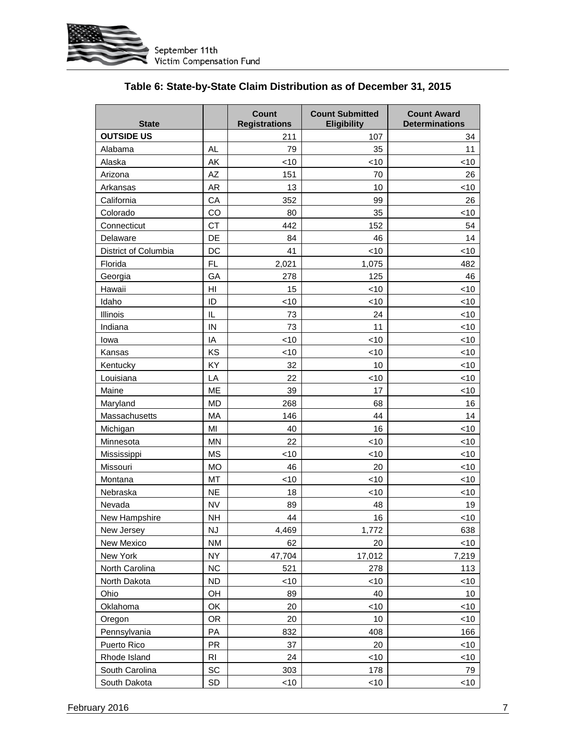### Table 6: State-by-State Claim Distribution as of December 31, 2015

| State | | Count Registrations | Count Submitted Eligibility | Count Award Determinations |
|---|---|---|---|---|
| **OUTSIDE US** | | 211 | 107 | 34 |
| Alabama | AL | 79 | 35 | 11 |
| Alaska | AK | <10 | <10 | <10 |
| Arizona | AZ | 151 | 70 | 26 |
| Arkansas | AR | 13 | 10 | <10 |
| California | CA | 352 | 99 | 26 |
| Colorado | CO | 80 | 35 | <10 |
| Connecticut | CT | 442 | 152 | 54 |
| Delaware | DE | 84 | 46 | 14 |
| District of Columbia | DC | 41 | <10 | <10 |
| Florida | FL | 2,021 | 1,075 | 482 |
| Georgia | GA | 278 | 125 | 46 |
| Hawaii | HI | 15 | <10 | <10 |
| Idaho | ID | <10 | <10 | <10 |
| Illinois | IL | 73 | 24 | <10 |
| Indiana | IN | 73 | 11 | <10 |
| Iowa | IA | <10 | <10 | <10 |
| Kansas | KS | <10 | <10 | <10 |
| Kentucky | KY | 32 | 10 | <10 |
| Louisiana | LA | 22 | <10 | <10 |
| Maine | ME | 39 | 17 | <10 |
| Maryland | MD | 268 | 68 | 16 |
| Massachusetts | MA | 146 | 44 | 14 |
| Michigan | MI | 40 | 16 | <10 |
| Minnesota | MN | 22 | <10 | <10 |
| Mississippi | MS | <10 | <10 | <10 |
| Missouri | MO | 46 | 20 | <10 |
| Montana | MT | <10 | <10 | <10 |
| Nebraska | NE | 18 | <10 | <10 |
| Nevada | NV | 89 | 48 | 19 |
| New Hampshire | NH | 44 | 16 | <10 |
| New Jersey | NJ | 4,469 | 1,772 | 638 |
| New Mexico | NM | 62 | 20 | <10 |
| New York | NY | 47,704 | 17,012 | 7,219 |
| North Carolina | NC | 521 | 278 | 113 |
| North Dakota | ND | <10 | <10 | <10 |
| Ohio | OH | 89 | 40 | 10 |
| Oklahoma | OK | 20 | <10 | <10 |
| Oregon | OR | 20 | 10 | <10 |
| Pennsylvania | PA | 832 | 408 | 166 |
| Puerto Rico | PR | 37 | 20 | <10 |
| Rhode Island | RI | 24 | <10 | <10 |
| South Carolina | SC | 303 | 178 | 79 |
| South Dakota | SD | <10 | <10 | <10 |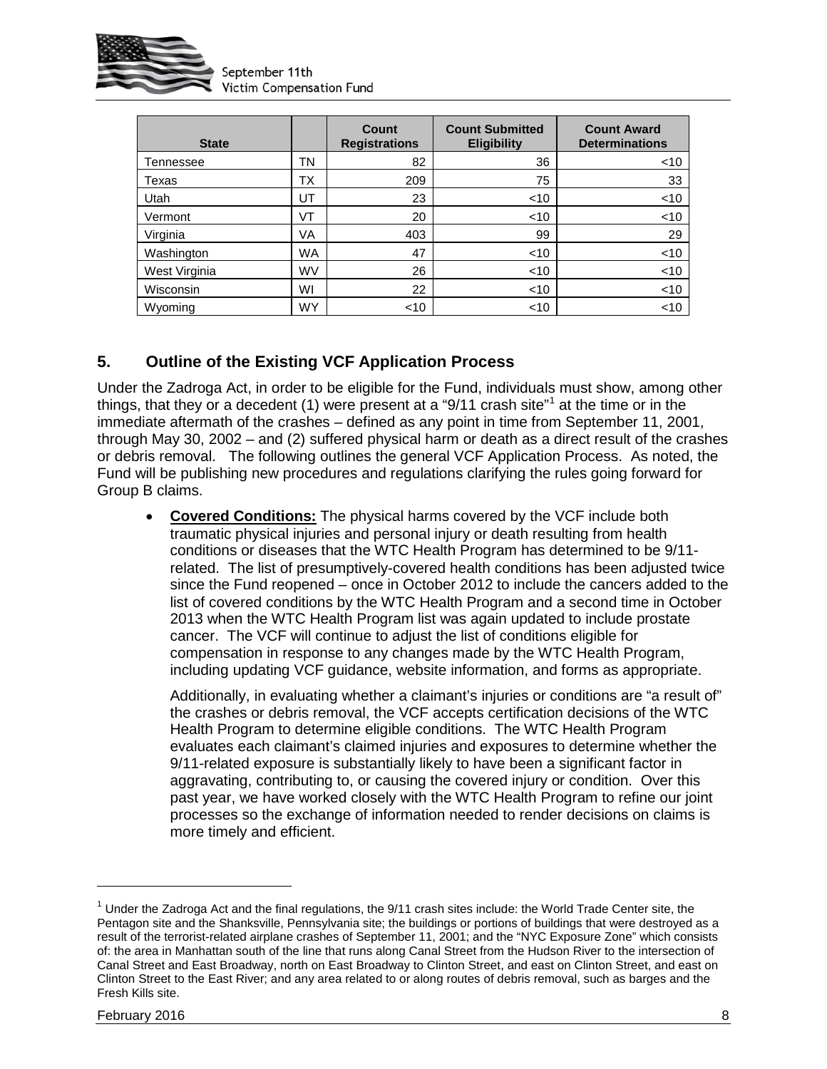| State | | Count Registrations | Count Submitted Eligibility | Count Award Determinations |
|---|---|---|---|---|
| Tennessee | TN | 82 | 36 | <10 |
| Texas | TX | 209 | 75 | 33 |
| Utah | UT | 23 | <10 | <10 |
| Vermont | VT | 20 | <10 | <10 |
| Virginia | VA | 403 | 99 | 29 |
| Washington | WA | 47 | <10 | <10 |
| West Virginia | WV | 26 | <10 | <10 |
| Wisconsin | WI | 22 | <10 | <10 |
| Wyoming | WY | <10 | <10 | <10 |

## 5. Outline of the Existing VCF Application Process

Under the Zadroga Act, in order to be eligible for the Fund, individuals must show, among other things, that they or a decedent (1) were present at a "9/11 crash site"[1] at the time or in the immediate aftermath of the crashes – defined as any point in time from September 11, 2001, through May 30, 2002 – and (2) suffered physical harm or death as a direct result of the crashes or debris removal. The following outlines the general VCF Application Process. As noted, the Fund will be publishing new procedures and regulations clarifying the rules going forward for Group B claims.

- **Covered Conditions:** The physical harms covered by the VCF include both traumatic physical injuries and personal injury or death resulting from health conditions or diseases that the WTC Health Program has determined to be 9/11-related. The list of presumptively-covered health conditions has been adjusted twice since the Fund reopened – once in October 2012 to include the cancers added to the list of covered conditions by the WTC Health Program and a second time in October 2013 when the WTC Health Program list was again updated to include prostate cancer. The VCF will continue to adjust the list of conditions eligible for compensation in response to any changes made by the WTC Health Program, including updating VCF guidance, website information, and forms as appropriate.

  Additionally, in evaluating whether a claimant's injuries or conditions are "a result of" the crashes or debris removal, the VCF accepts certification decisions of the WTC Health Program to determine eligible conditions. The WTC Health Program evaluates each claimant's claimed injuries and exposures to determine whether the 9/11-related exposure is substantially likely to have been a significant factor in aggravating, contributing to, or causing the covered injury or condition. Over this past year, we have worked closely with the WTC Health Program to refine our joint processes so the exchange of information needed to render decisions on claims is more timely and efficient.

---

[1] Under the Zadroga Act and the final regulations, the 9/11 crash sites include: the World Trade Center site, the Pentagon site and the Shanksville, Pennsylvania site; the buildings or portions of buildings that were destroyed as a result of the terrorist-related airplane crashes of September 11, 2001; and the "NYC Exposure Zone" which consists of: the area in Manhattan south of the line that runs along Canal Street from the Hudson River to the intersection of Canal Street and East Broadway, north on East Broadway to Clinton Street, and east on Clinton Street, and east on Clinton Street to the East River; and any area related to or along routes of debris removal, such as barges and the Fresh Kills site.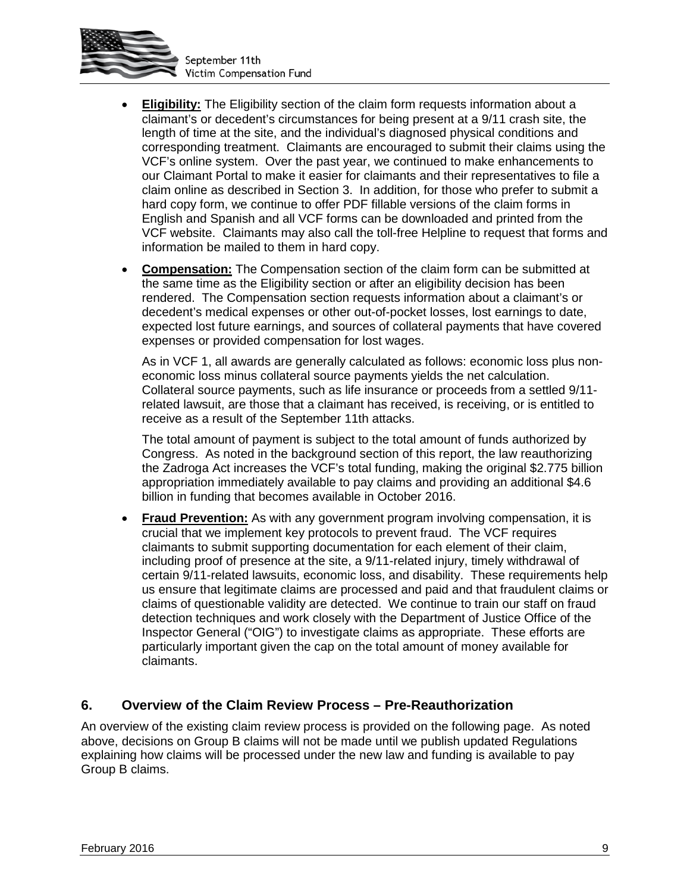- **Eligibility:** The Eligibility section of the claim form requests information about a claimant's or decedent's circumstances for being present at a 9/11 crash site, the length of time at the site, and the individual's diagnosed physical conditions and corresponding treatment. Claimants are encouraged to submit their claims using the VCF's online system. Over the past year, we continued to make enhancements to our Claimant Portal to make it easier for claimants and their representatives to file a claim online as described in Section 3. In addition, for those who prefer to submit a hard copy form, we continue to offer PDF fillable versions of the claim forms in English and Spanish and all VCF forms can be downloaded and printed from the VCF website. Claimants may also call the toll-free Helpline to request that forms and information be mailed to them in hard copy.

- **Compensation:** The Compensation section of the claim form can be submitted at the same time as the Eligibility section or after an eligibility decision has been rendered. The Compensation section requests information about a claimant's or decedent's medical expenses or other out-of-pocket losses, lost earnings to date, expected lost future earnings, and sources of collateral payments that have covered expenses or provided compensation for lost wages.

  As in VCF 1, all awards are generally calculated as follows: economic loss plus non-economic loss minus collateral source payments yields the net calculation. Collateral source payments, such as life insurance or proceeds from a settled 9/11-related lawsuit, are those that a claimant has received, is receiving, or is entitled to receive as a result of the September 11th attacks.

  The total amount of payment is subject to the total amount of funds authorized by Congress. As noted in the background section of this report, the law reauthorizing the Zadroga Act increases the VCF's total funding, making the original $2.775 billion appropriation immediately available to pay claims and providing an additional $4.6 billion in funding that becomes available in October 2016.

- **Fraud Prevention:** As with any government program involving compensation, it is crucial that we implement key protocols to prevent fraud. The VCF requires claimants to submit supporting documentation for each element of their claim, including proof of presence at the site, a 9/11-related injury, timely withdrawal of certain 9/11-related lawsuits, economic loss, and disability. These requirements help us ensure that legitimate claims are processed and paid and that fraudulent claims or claims of questionable validity are detected. We continue to train our staff on fraud detection techniques and work closely with the Department of Justice Office of the Inspector General ("OIG") to investigate claims as appropriate. These efforts are particularly important given the cap on the total amount of money available for claimants.

## 6. Overview of the Claim Review Process – Pre-Reauthorization

An overview of the existing claim review process is provided on the following page. As noted above, decisions on Group B claims will not be made until we publish updated Regulations explaining how claims will be processed under the new law and funding is available to pay Group B claims.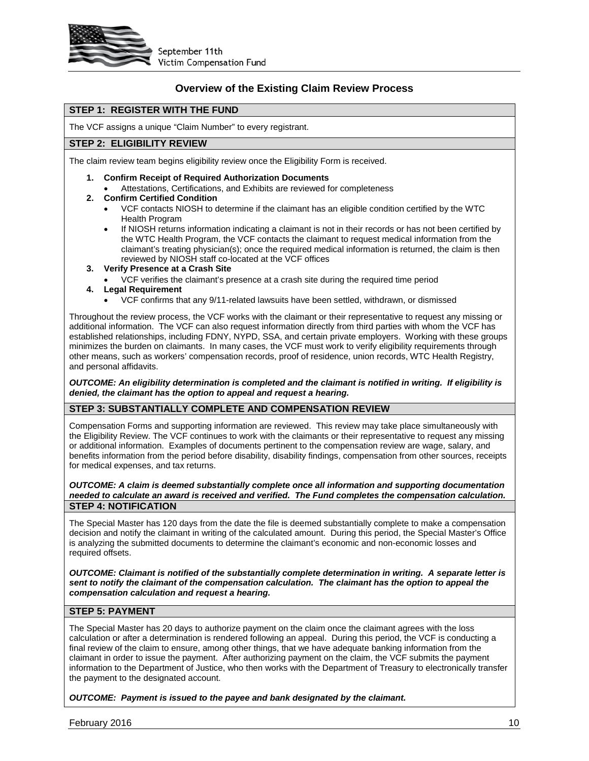# Overview of the Existing Claim Review Process

## STEP 1: REGISTER WITH THE FUND

The VCF assigns a unique "Claim Number" to every registrant.

## STEP 2: ELIGIBILITY REVIEW

The claim review team begins eligibility review once the Eligibility Form is received.

1. **Confirm Receipt of Required Authorization Documents**
   - Attestations, Certifications, and Exhibits are reviewed for completeness
2. **Confirm Certified Condition**
   - VCF contacts NIOSH to determine if the claimant has an eligible condition certified by the WTC Health Program
   - If NIOSH returns information indicating a claimant is not in their records or has not been certified by the WTC Health Program, the VCF contacts the claimant to request medical information from the claimant's treating physician(s); once the required medical information is returned, the claim is then reviewed by NIOSH staff co-located at the VCF offices
3. **Verify Presence at a Crash Site**
   - VCF verifies the claimant's presence at a crash site during the required time period
4. **Legal Requirement**
   - VCF confirms that any 9/11-related lawsuits have been settled, withdrawn, or dismissed

Throughout the review process, the VCF works with the claimant or their representative to request any missing or additional information. The VCF can also request information directly from third parties with whom the VCF has established relationships, including FDNY, NYPD, SSA, and certain private employers. Working with these groups minimizes the burden on claimants. In many cases, the VCF must work to verify eligibility requirements through other means, such as workers' compensation records, proof of residence, union records, WTC Health Registry, and personal affidavits.

***OUTCOME: An eligibility determination is completed and the claimant is notified in writing. If eligibility is denied, the claimant has the option to appeal and request a hearing.***

## STEP 3: SUBSTANTIALLY COMPLETE AND COMPENSATION REVIEW

Compensation Forms and supporting information are reviewed. This review may take place simultaneously with the Eligibility Review. The VCF continues to work with the claimants or their representative to request any missing or additional information. Examples of documents pertinent to the compensation review are wage, salary, and benefits information from the period before disability, disability findings, compensation from other sources, receipts for medical expenses, and tax returns.

***OUTCOME: A claim is deemed substantially complete once all information and supporting documentation needed to calculate an award is received and verified. The Fund completes the compensation calculation.***

## STEP 4: NOTIFICATION

The Special Master has 120 days from the date the file is deemed substantially complete to make a compensation decision and notify the claimant in writing of the calculated amount. During this period, the Special Master's Office is analyzing the submitted documents to determine the claimant's economic and non-economic losses and required offsets.

***OUTCOME: Claimant is notified of the substantially complete determination in writing. A separate letter is sent to notify the claimant of the compensation calculation. The claimant has the option to appeal the compensation calculation and request a hearing.***

## STEP 5: PAYMENT

The Special Master has 20 days to authorize payment on the claim once the claimant agrees with the loss calculation or after a determination is rendered following an appeal. During this period, the VCF is conducting a final review of the claim to ensure, among other things, that we have adequate banking information from the claimant in order to issue the payment. After authorizing payment on the claim, the VCF submits the payment information to the Department of Justice, who then works with the Department of Treasury to electronically transfer the payment to the designated account.

***OUTCOME: Payment is issued to the payee and bank designated by the claimant.***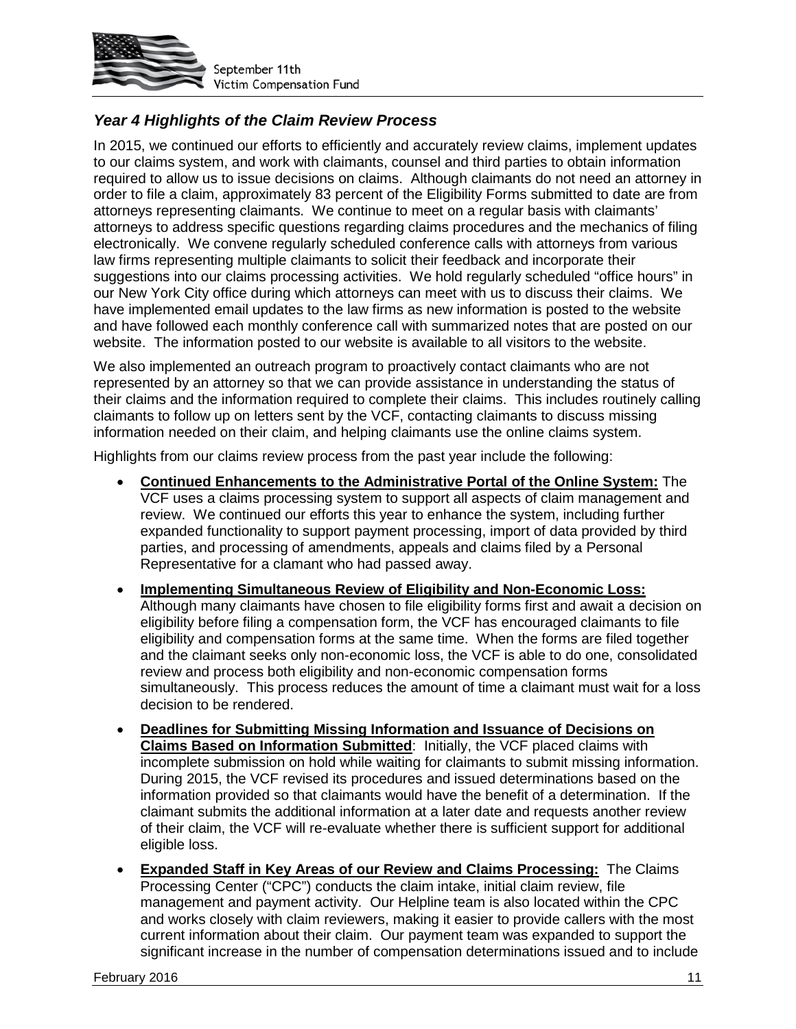### *Year 4 Highlights of the Claim Review Process*

In 2015, we continued our efforts to efficiently and accurately review claims, implement updates to our claims system, and work with claimants, counsel and third parties to obtain information required to allow us to issue decisions on claims. Although claimants do not need an attorney in order to file a claim, approximately 83 percent of the Eligibility Forms submitted to date are from attorneys representing claimants. We continue to meet on a regular basis with claimants' attorneys to address specific questions regarding claims procedures and the mechanics of filing electronically. We convene regularly scheduled conference calls with attorneys from various law firms representing multiple claimants to solicit their feedback and incorporate their suggestions into our claims processing activities. We hold regularly scheduled "office hours" in our New York City office during which attorneys can meet with us to discuss their claims. We have implemented email updates to the law firms as new information is posted to the website and have followed each monthly conference call with summarized notes that are posted on our website. The information posted to our website is available to all visitors to the website.

We also implemented an outreach program to proactively contact claimants who are not represented by an attorney so that we can provide assistance in understanding the status of their claims and the information required to complete their claims. This includes routinely calling claimants to follow up on letters sent by the VCF, contacting claimants to discuss missing information needed on their claim, and helping claimants use the online claims system.

Highlights from our claims review process from the past year include the following:

- **Continued Enhancements to the Administrative Portal of the Online System:** The VCF uses a claims processing system to support all aspects of claim management and review. We continued our efforts this year to enhance the system, including further expanded functionality to support payment processing, import of data provided by third parties, and processing of amendments, appeals and claims filed by a Personal Representative for a clamant who had passed away.
- **Implementing Simultaneous Review of Eligibility and Non-Economic Loss:** Although many claimants have chosen to file eligibility forms first and await a decision on eligibility before filing a compensation form, the VCF has encouraged claimants to file eligibility and compensation forms at the same time. When the forms are filed together and the claimant seeks only non-economic loss, the VCF is able to do one, consolidated review and process both eligibility and non-economic compensation forms simultaneously. This process reduces the amount of time a claimant must wait for a loss decision to be rendered.
- **Deadlines for Submitting Missing Information and Issuance of Decisions on Claims Based on Information Submitted**: Initially, the VCF placed claims with incomplete submission on hold while waiting for claimants to submit missing information. During 2015, the VCF revised its procedures and issued determinations based on the information provided so that claimants would have the benefit of a determination. If the claimant submits the additional information at a later date and requests another review of their claim, the VCF will re-evaluate whether there is sufficient support for additional eligible loss.
- **Expanded Staff in Key Areas of our Review and Claims Processing:** The Claims Processing Center ("CPC") conducts the claim intake, initial claim review, file management and payment activity. Our Helpline team is also located within the CPC and works closely with claim reviewers, making it easier to provide callers with the most current information about their claim. Our payment team was expanded to support the significant increase in the number of compensation determinations issued and to include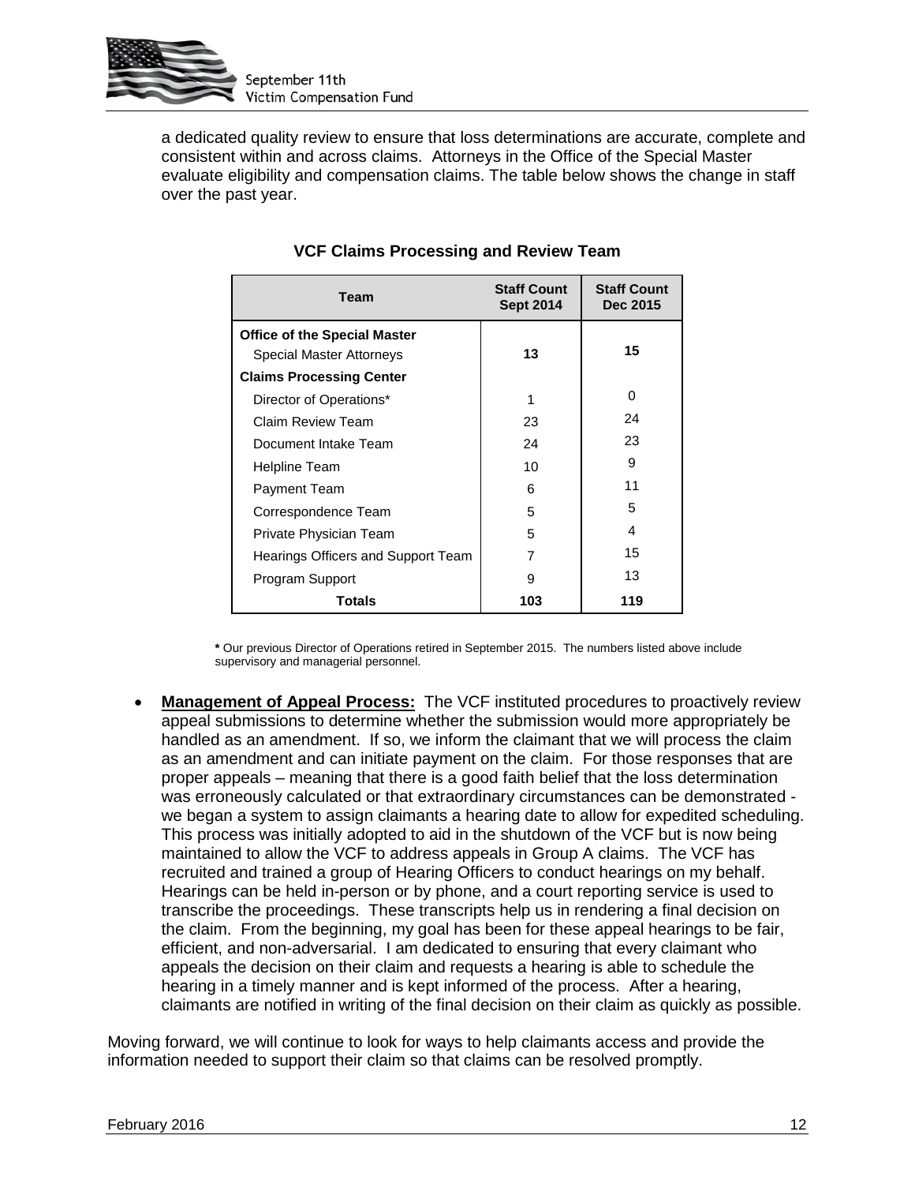a dedicated quality review to ensure that loss determinations are accurate, complete and consistent within and across claims. Attorneys in the Office of the Special Master evaluate eligibility and compensation claims. The table below shows the change in staff over the past year.

**VCF Claims Processing and Review Team**

| Team | Staff Count Sept 2014 | Staff Count Dec 2015 |
|---|---|---|
| **Office of the Special Master** | | |
| Special Master Attorneys | **13** | **15** |
| **Claims Processing Center** | | |
| Director of Operations* | 1 | 0 |
| Claim Review Team | 23 | 24 |
| Document Intake Team | 24 | 23 |
| Helpline Team | 10 | 9 |
| Payment Team | 6 | 11 |
| Correspondence Team | 5 | 5 |
| Private Physician Team | 5 | 4 |
| Hearings Officers and Support Team | 7 | 15 |
| Program Support | 9 | 13 |
| **Totals** | **103** | **119** |

**\*** Our previous Director of Operations retired in September 2015. The numbers listed above include supervisory and managerial personnel.

- **Management of Appeal Process:** The VCF instituted procedures to proactively review appeal submissions to determine whether the submission would more appropriately be handled as an amendment. If so, we inform the claimant that we will process the claim as an amendment and can initiate payment on the claim. For those responses that are proper appeals – meaning that there is a good faith belief that the loss determination was erroneously calculated or that extraordinary circumstances can be demonstrated - we began a system to assign claimants a hearing date to allow for expedited scheduling. This process was initially adopted to aid in the shutdown of the VCF but is now being maintained to allow the VCF to address appeals in Group A claims. The VCF has recruited and trained a group of Hearing Officers to conduct hearings on my behalf. Hearings can be held in-person or by phone, and a court reporting service is used to transcribe the proceedings. These transcripts help us in rendering a final decision on the claim. From the beginning, my goal has been for these appeal hearings to be fair, efficient, and non-adversarial. I am dedicated to ensuring that every claimant who appeals the decision on their claim and requests a hearing is able to schedule the hearing in a timely manner and is kept informed of the process. After a hearing, claimants are notified in writing of the final decision on their claim as quickly as possible.

Moving forward, we will continue to look for ways to help claimants access and provide the information needed to support their claim so that claims can be resolved promptly.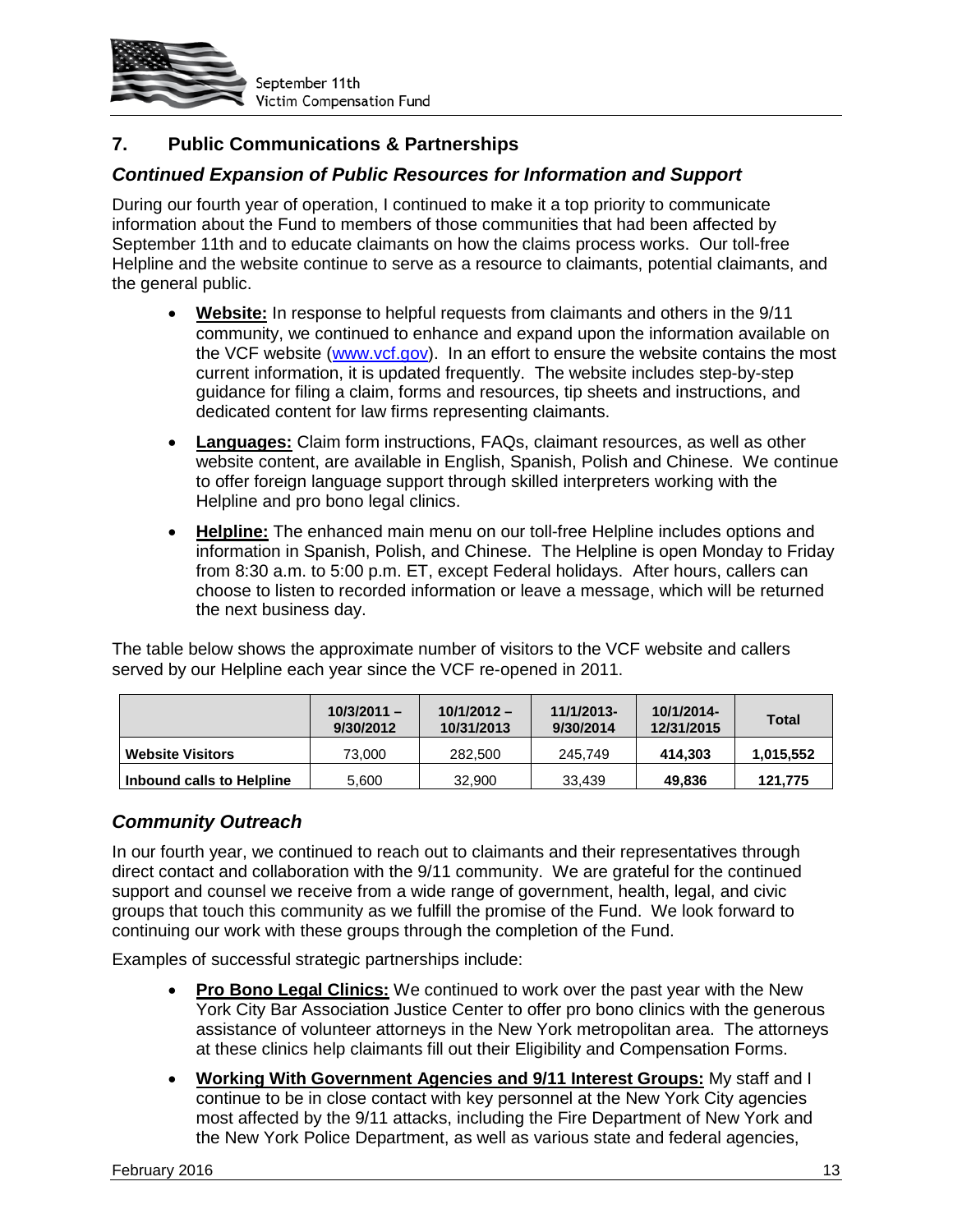## 7. Public Communications & Partnerships

### *Continued Expansion of Public Resources for Information and Support*

During our fourth year of operation, I continued to make it a top priority to communicate information about the Fund to members of those communities that had been affected by September 11th and to educate claimants on how the claims process works. Our toll-free Helpline and the website continue to serve as a resource to claimants, potential claimants, and the general public.

- **Website:** In response to helpful requests from claimants and others in the 9/11 community, we continued to enhance and expand upon the information available on the VCF website (www.vcf.gov). In an effort to ensure the website contains the most current information, it is updated frequently. The website includes step-by-step guidance for filing a claim, forms and resources, tip sheets and instructions, and dedicated content for law firms representing claimants.
- **Languages:** Claim form instructions, FAQs, claimant resources, as well as other website content, are available in English, Spanish, Polish and Chinese. We continue to offer foreign language support through skilled interpreters working with the Helpline and pro bono legal clinics.
- **Helpline:** The enhanced main menu on our toll-free Helpline includes options and information in Spanish, Polish, and Chinese. The Helpline is open Monday to Friday from 8:30 a.m. to 5:00 p.m. ET, except Federal holidays. After hours, callers can choose to listen to recorded information or leave a message, which will be returned the next business day.

The table below shows the approximate number of visitors to the VCF website and callers served by our Helpline each year since the VCF re-opened in 2011.

| | 10/3/2011 – 9/30/2012 | 10/1/2012 – 10/31/2013 | 11/1/2013-9/30/2014 | 10/1/2014-12/31/2015 | Total |
|---|---|---|---|---|---|
| **Website Visitors** | 73,000 | 282,500 | 245,749 | **414,303** | **1,015,552** |
| **Inbound calls to Helpline** | 5,600 | 32,900 | 33,439 | **49,836** | **121,775** |

### *Community Outreach*

In our fourth year, we continued to reach out to claimants and their representatives through direct contact and collaboration with the 9/11 community. We are grateful for the continued support and counsel we receive from a wide range of government, health, legal, and civic groups that touch this community as we fulfill the promise of the Fund. We look forward to continuing our work with these groups through the completion of the Fund.

Examples of successful strategic partnerships include:

- **Pro Bono Legal Clinics:** We continued to work over the past year with the New York City Bar Association Justice Center to offer pro bono clinics with the generous assistance of volunteer attorneys in the New York metropolitan area. The attorneys at these clinics help claimants fill out their Eligibility and Compensation Forms.
- **Working With Government Agencies and 9/11 Interest Groups:** My staff and I continue to be in close contact with key personnel at the New York City agencies most affected by the 9/11 attacks, including the Fire Department of New York and the New York Police Department, as well as various state and federal agencies,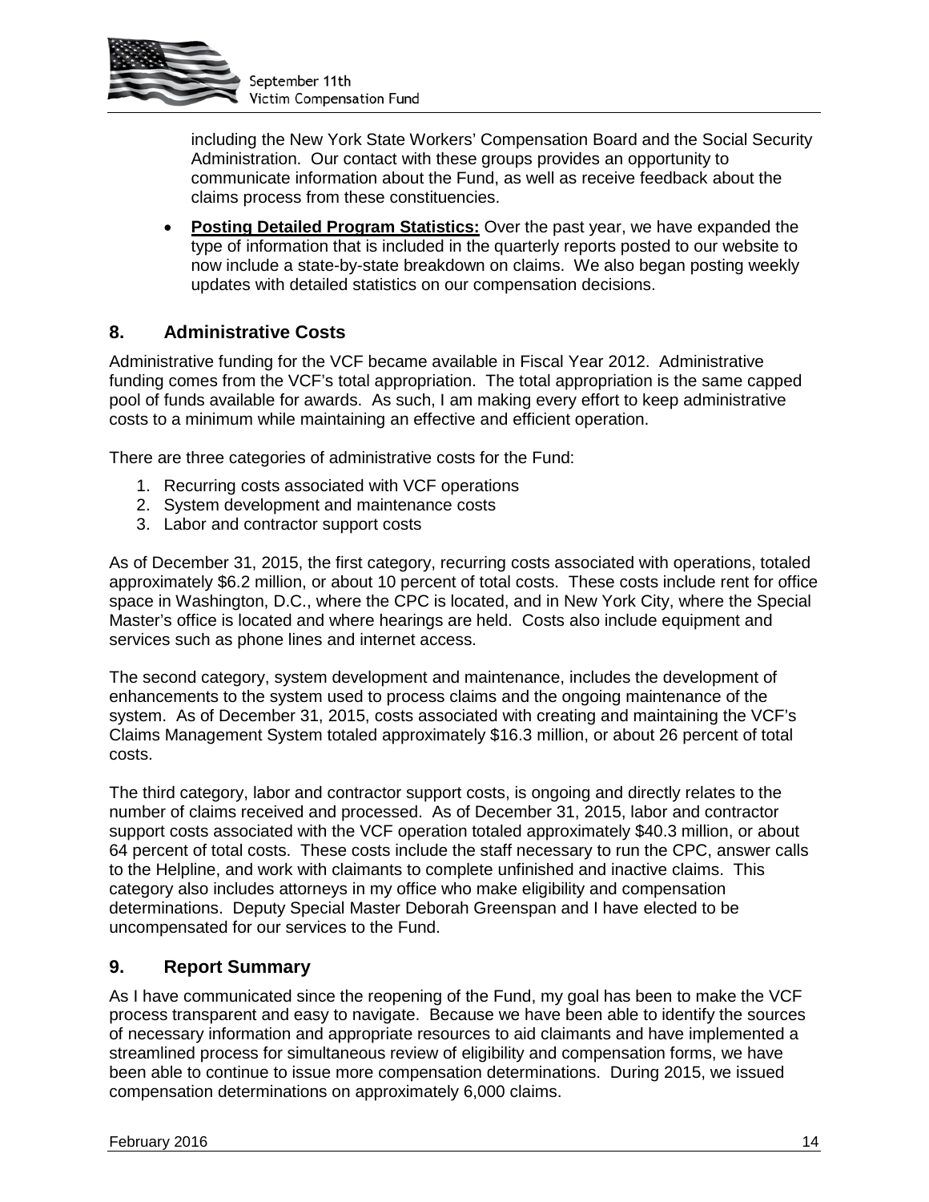including the New York State Workers' Compensation Board and the Social Security Administration. Our contact with these groups provides an opportunity to communicate information about the Fund, as well as receive feedback about the claims process from these constituencies.

- **Posting Detailed Program Statistics:** Over the past year, we have expanded the type of information that is included in the quarterly reports posted to our website to now include a state-by-state breakdown on claims. We also began posting weekly updates with detailed statistics on our compensation decisions.

## 8. Administrative Costs

Administrative funding for the VCF became available in Fiscal Year 2012. Administrative funding comes from the VCF's total appropriation. The total appropriation is the same capped pool of funds available for awards. As such, I am making every effort to keep administrative costs to a minimum while maintaining an effective and efficient operation.

There are three categories of administrative costs for the Fund:

1. Recurring costs associated with VCF operations
2. System development and maintenance costs
3. Labor and contractor support costs

As of December 31, 2015, the first category, recurring costs associated with operations, totaled approximately $6.2 million, or about 10 percent of total costs. These costs include rent for office space in Washington, D.C., where the CPC is located, and in New York City, where the Special Master's office is located and where hearings are held. Costs also include equipment and services such as phone lines and internet access.

The second category, system development and maintenance, includes the development of enhancements to the system used to process claims and the ongoing maintenance of the system. As of December 31, 2015, costs associated with creating and maintaining the VCF's Claims Management System totaled approximately $16.3 million, or about 26 percent of total costs.

The third category, labor and contractor support costs, is ongoing and directly relates to the number of claims received and processed. As of December 31, 2015, labor and contractor support costs associated with the VCF operation totaled approximately $40.3 million, or about 64 percent of total costs. These costs include the staff necessary to run the CPC, answer calls to the Helpline, and work with claimants to complete unfinished and inactive claims. This category also includes attorneys in my office who make eligibility and compensation determinations. Deputy Special Master Deborah Greenspan and I have elected to be uncompensated for our services to the Fund.

## 9. Report Summary

As I have communicated since the reopening of the Fund, my goal has been to make the VCF process transparent and easy to navigate. Because we have been able to identify the sources of necessary information and appropriate resources to aid claimants and have implemented a streamlined process for simultaneous review of eligibility and compensation forms, we have been able to continue to issue more compensation determinations. During 2015, we issued compensation determinations on approximately 6,000 claims.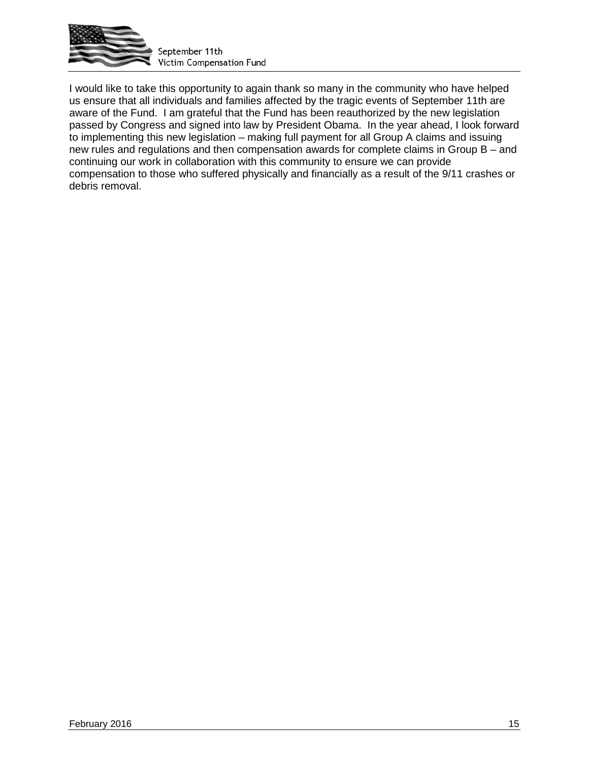I would like to take this opportunity to again thank so many in the community who have helped us ensure that all individuals and families affected by the tragic events of September 11th are aware of the Fund. I am grateful that the Fund has been reauthorized by the new legislation passed by Congress and signed into law by President Obama. In the year ahead, I look forward to implementing this new legislation – making full payment for all Group A claims and issuing new rules and regulations and then compensation awards for complete claims in Group B – and continuing our work in collaboration with this community to ensure we can provide compensation to those who suffered physically and financially as a result of the 9/11 crashes or debris removal.